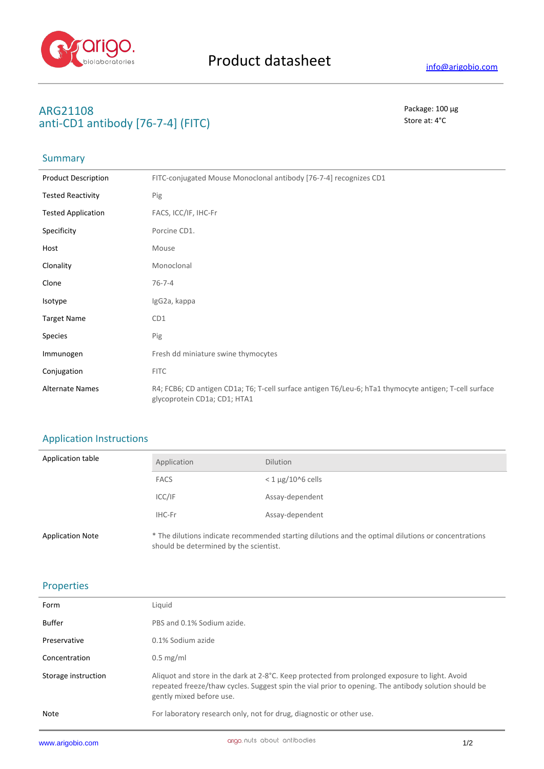Product datasheet

info@arigobio.com

# ARG21108
# anti-CD1 antibody [76-7-4] (FITC)

Package: 100 μg
Store at: 4°C

## Summary

| | |
|---|---|
| Product Description | FITC-conjugated Mouse Monoclonal antibody [76-7-4] recognizes CD1 |
| Tested Reactivity | Pig |
| Tested Application | FACS, ICC/IF, IHC-Fr |
| Specificity | Porcine CD1. |
| Host | Mouse |
| Clonality | Monoclonal |
| Clone | 76-7-4 |
| Isotype | IgG2a, kappa |
| Target Name | CD1 |
| Species | Pig |
| Immunogen | Fresh dd miniature swine thymocytes |
| Conjugation | FITC |
| Alternate Names | R4; FCB6; CD antigen CD1a; T6; T-cell surface antigen T6/Leu-6; hTa1 thymocyte antigen; T-cell surface glycoprotein CD1a; CD1; HTA1 |

## Application Instructions

Application table

| Application | Dilution |
|---|---|
| FACS | < 1 μg/10^6 cells |
| ICC/IF | Assay-dependent |
| IHC-Fr | Assay-dependent |

Application Note: * The dilutions indicate recommended starting dilutions and the optimal dilutions or concentrations should be determined by the scientist.

## Properties

| | |
|---|---|
| Form | Liquid |
| Buffer | PBS and 0.1% Sodium azide. |
| Preservative | 0.1% Sodium azide |
| Concentration | 0.5 mg/ml |
| Storage instruction | Aliquot and store in the dark at 2-8°C. Keep protected from prolonged exposure to light. Avoid repeated freeze/thaw cycles. Suggest spin the vial prior to opening. The antibody solution should be gently mixed before use. |
| Note | For laboratory research only, not for drug, diagnostic or other use. |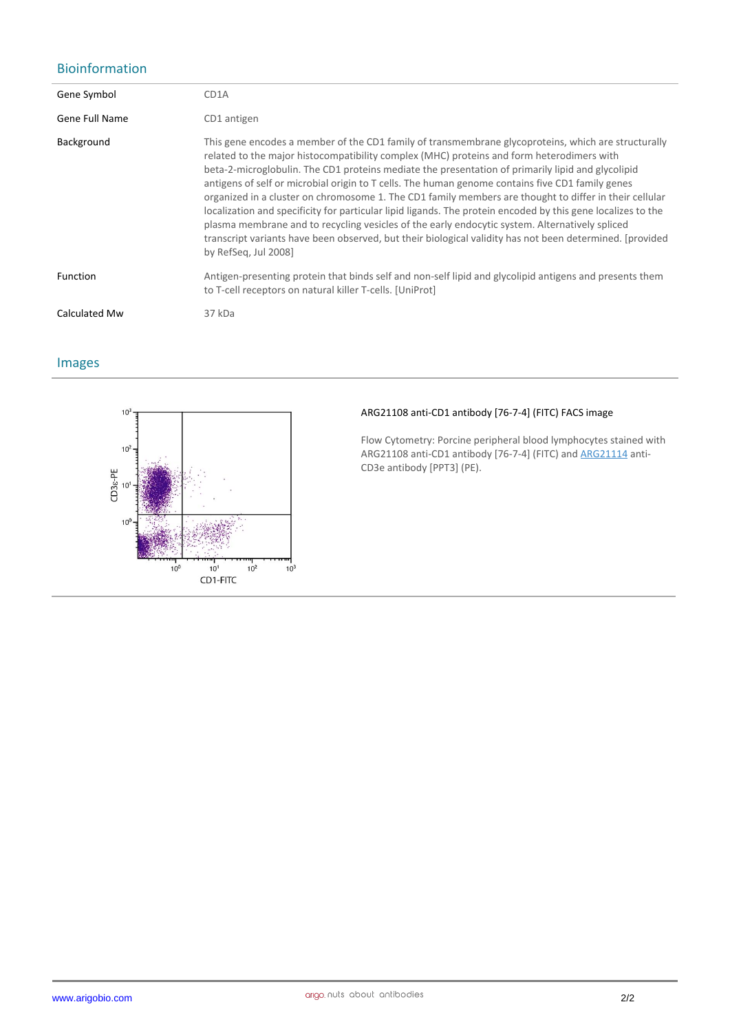## Bioinformation

| | |
|---|---|
| Gene Symbol | CD1A |
| Gene Full Name | CD1 antigen |
| Background | This gene encodes a member of the CD1 family of transmembrane glycoproteins, which are structurally related to the major histocompatibility complex (MHC) proteins and form heterodimers with beta-2-microglobulin. The CD1 proteins mediate the presentation of primarily lipid and glycolipid antigens of self or microbial origin to T cells. The human genome contains five CD1 family genes organized in a cluster on chromosome 1. The CD1 family members are thought to differ in their cellular localization and specificity for particular lipid ligands. The protein encoded by this gene localizes to the plasma membrane and to recycling vesicles of the early endocytic system. Alternatively spliced transcript variants have been observed, but their biological validity has not been determined. [provided by RefSeq, Jul 2008] |
| Function | Antigen-presenting protein that binds self and non-self lipid and glycolipid antigens and presents them to T-cell receptors on natural killer T-cells. [UniProt] |
| Calculated Mw | 37 kDa |

## Images

$10^3$
$10^2$
$10^1$
$10^0$
CD3ε-PE
$10^0$ $10^1$ $10^2$ $10^3$
CD1-FITC

**ARG21108 anti-CD1 antibody [76-7-4] (FITC) FACS image**

Flow Cytometry: Porcine peripheral blood lymphocytes stained with ARG21108 anti-CD1 antibody [76-7-4] (FITC) and ARG21114 anti-CD3e antibody [PPT3] (PE).